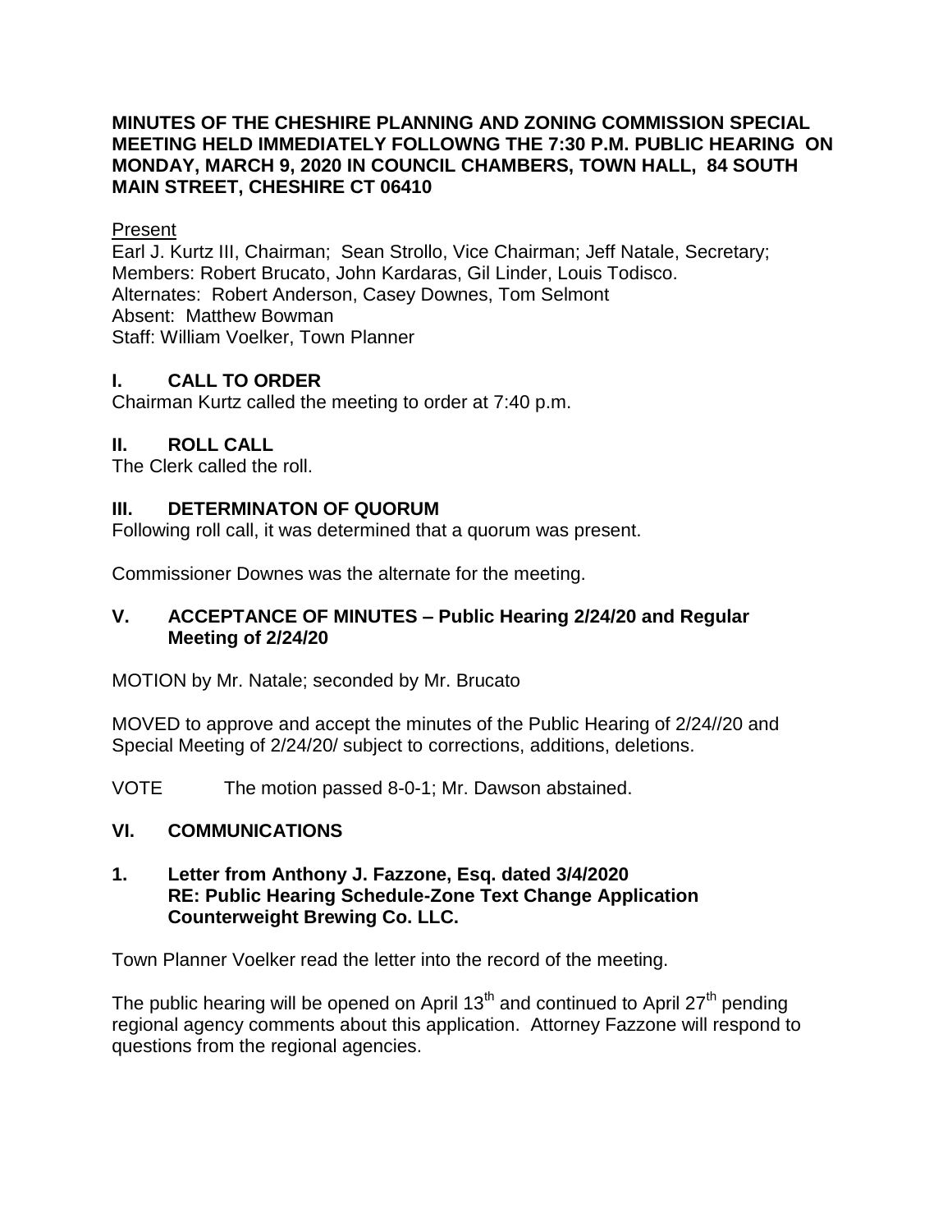**MINUTES OF THE CHESHIRE PLANNING AND ZONING COMMISSION SPECIAL MEETING HELD IMMEDIATELY FOLLOWNG THE 7:30 P.M. PUBLIC HEARING ON MONDAY, MARCH 9, 2020 IN COUNCIL CHAMBERS, TOWN HALL, 84 SOUTH MAIN STREET, CHESHIRE CT 06410**

Present
Earl J. Kurtz III, Chairman; Sean Strollo, Vice Chairman; Jeff Natale, Secretary; Members: Robert Brucato, John Kardaras, Gil Linder, Louis Todisco.
Alternates: Robert Anderson, Casey Downes, Tom Selmont
Absent: Matthew Bowman
Staff: William Voelker, Town Planner

## I. CALL TO ORDER

Chairman Kurtz called the meeting to order at 7:40 p.m.

## II. ROLL CALL

The Clerk called the roll.

## III. DETERMINATON OF QUORUM

Following roll call, it was determined that a quorum was present.

Commissioner Downes was the alternate for the meeting.

## V. ACCEPTANCE OF MINUTES – Public Hearing 2/24/20 and Regular Meeting of 2/24/20

MOTION by Mr. Natale; seconded by Mr. Brucato

MOVED to approve and accept the minutes of the Public Hearing of 2/24//20 and Special Meeting of 2/24/20/ subject to corrections, additions, deletions.

VOTE The motion passed 8-0-1; Mr. Dawson abstained.

## VI. COMMUNICATIONS

**1. Letter from Anthony J. Fazzone, Esq. dated 3/4/2020**
**RE: Public Hearing Schedule-Zone Text Change Application**
**Counterweight Brewing Co. LLC.**

Town Planner Voelker read the letter into the record of the meeting.

The public hearing will be opened on April 13th and continued to April 27th pending regional agency comments about this application. Attorney Fazzone will respond to questions from the regional agencies.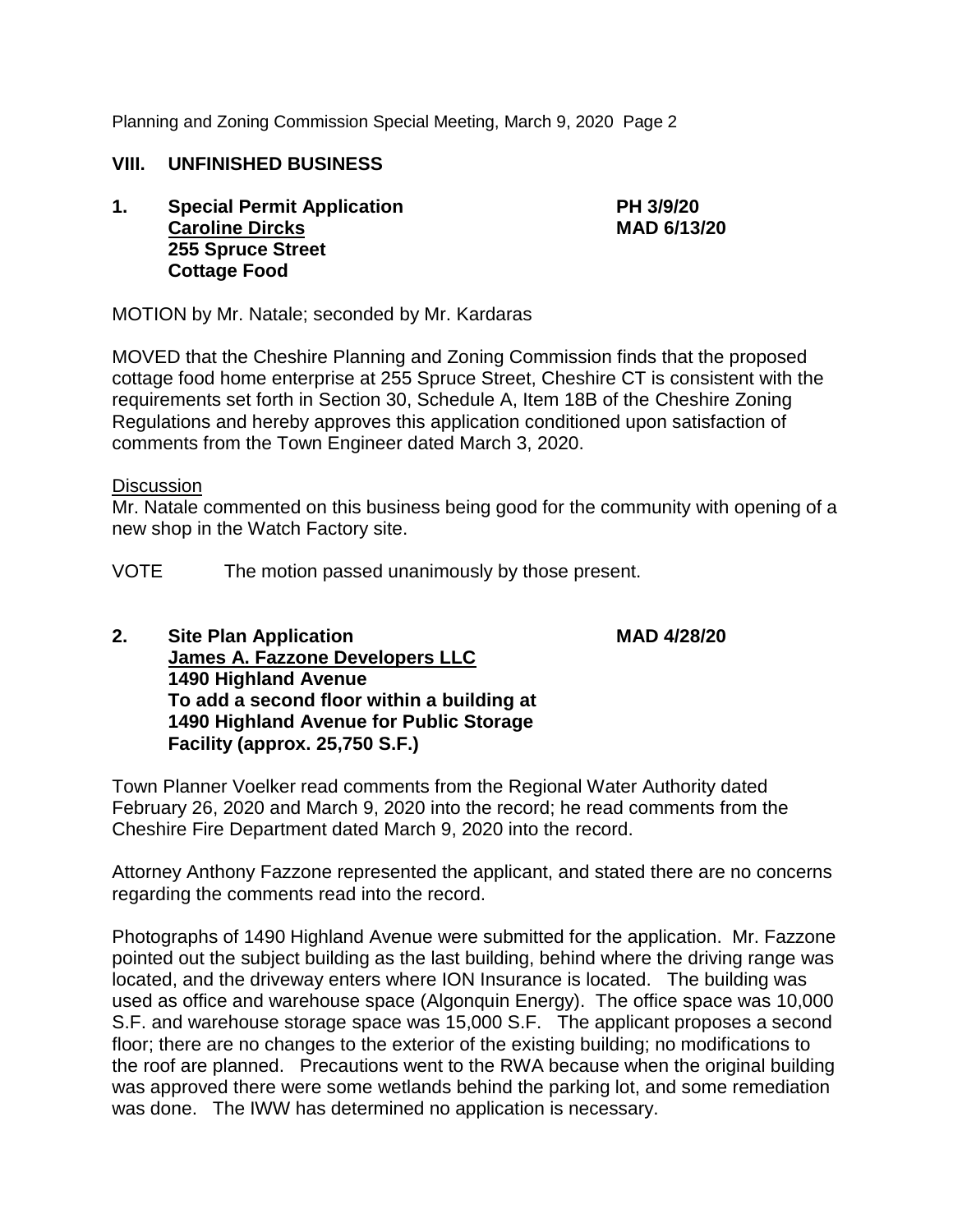## VIII. UNFINISHED BUSINESS

**1. Special Permit Application** **PH 3/9/20**
**<u>Caroline Dircks</u>** **MAD 6/13/20**
**255 Spruce Street**
**Cottage Food**

MOTION by Mr. Natale; seconded by Mr. Kardaras

MOVED that the Cheshire Planning and Zoning Commission finds that the proposed cottage food home enterprise at 255 Spruce Street, Cheshire CT is consistent with the requirements set forth in Section 30, Schedule A, Item 18B of the Cheshire Zoning Regulations and hereby approves this application conditioned upon satisfaction of comments from the Town Engineer dated March 3, 2020.

<u>Discussion</u>
Mr. Natale commented on this business being good for the community with opening of a new shop in the Watch Factory site.

VOTE The motion passed unanimously by those present.

**2. Site Plan Application** **MAD 4/28/20**
**<u>James A. Fazzone Developers LLC</u>**
**1490 Highland Avenue**
**To add a second floor within a building at 1490 Highland Avenue for Public Storage Facility (approx. 25,750 S.F.)**

Town Planner Voelker read comments from the Regional Water Authority dated February 26, 2020 and March 9, 2020 into the record; he read comments from the Cheshire Fire Department dated March 9, 2020 into the record.

Attorney Anthony Fazzone represented the applicant, and stated there are no concerns regarding the comments read into the record.

Photographs of 1490 Highland Avenue were submitted for the application. Mr. Fazzone pointed out the subject building as the last building, behind where the driving range was located, and the driveway enters where ION Insurance is located. The building was used as office and warehouse space (Algonquin Energy). The office space was 10,000 S.F. and warehouse storage space was 15,000 S.F. The applicant proposes a second floor; there are no changes to the exterior of the existing building; no modifications to the roof are planned. Precautions went to the RWA because when the original building was approved there were some wetlands behind the parking lot, and some remediation was done. The IWW has determined no application is necessary.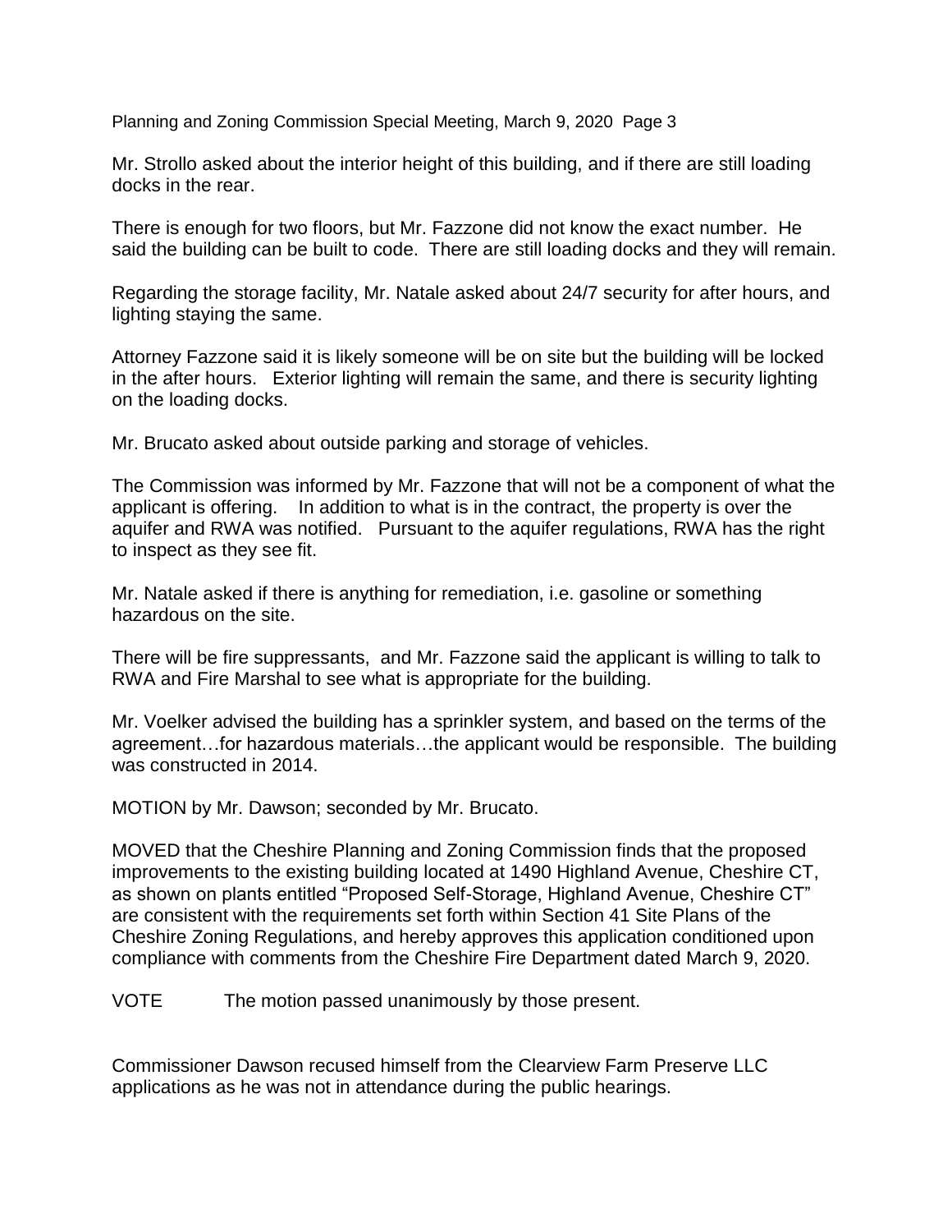Mr. Strollo asked about the interior height of this building, and if there are still loading docks in the rear.

There is enough for two floors, but Mr. Fazzone did not know the exact number. He said the building can be built to code. There are still loading docks and they will remain.

Regarding the storage facility, Mr. Natale asked about 24/7 security for after hours, and lighting staying the same.

Attorney Fazzone said it is likely someone will be on site but the building will be locked in the after hours. Exterior lighting will remain the same, and there is security lighting on the loading docks.

Mr. Brucato asked about outside parking and storage of vehicles.

The Commission was informed by Mr. Fazzone that will not be a component of what the applicant is offering. In addition to what is in the contract, the property is over the aquifer and RWA was notified. Pursuant to the aquifer regulations, RWA has the right to inspect as they see fit.

Mr. Natale asked if there is anything for remediation, i.e. gasoline or something hazardous on the site.

There will be fire suppressants, and Mr. Fazzone said the applicant is willing to talk to RWA and Fire Marshal to see what is appropriate for the building.

Mr. Voelker advised the building has a sprinkler system, and based on the terms of the agreement…for hazardous materials…the applicant would be responsible. The building was constructed in 2014.

MOTION by Mr. Dawson; seconded by Mr. Brucato.

MOVED that the Cheshire Planning and Zoning Commission finds that the proposed improvements to the existing building located at 1490 Highland Avenue, Cheshire CT, as shown on plants entitled "Proposed Self-Storage, Highland Avenue, Cheshire CT" are consistent with the requirements set forth within Section 41 Site Plans of the Cheshire Zoning Regulations, and hereby approves this application conditioned upon compliance with comments from the Cheshire Fire Department dated March 9, 2020.

VOTE The motion passed unanimously by those present.

Commissioner Dawson recused himself from the Clearview Farm Preserve LLC applications as he was not in attendance during the public hearings.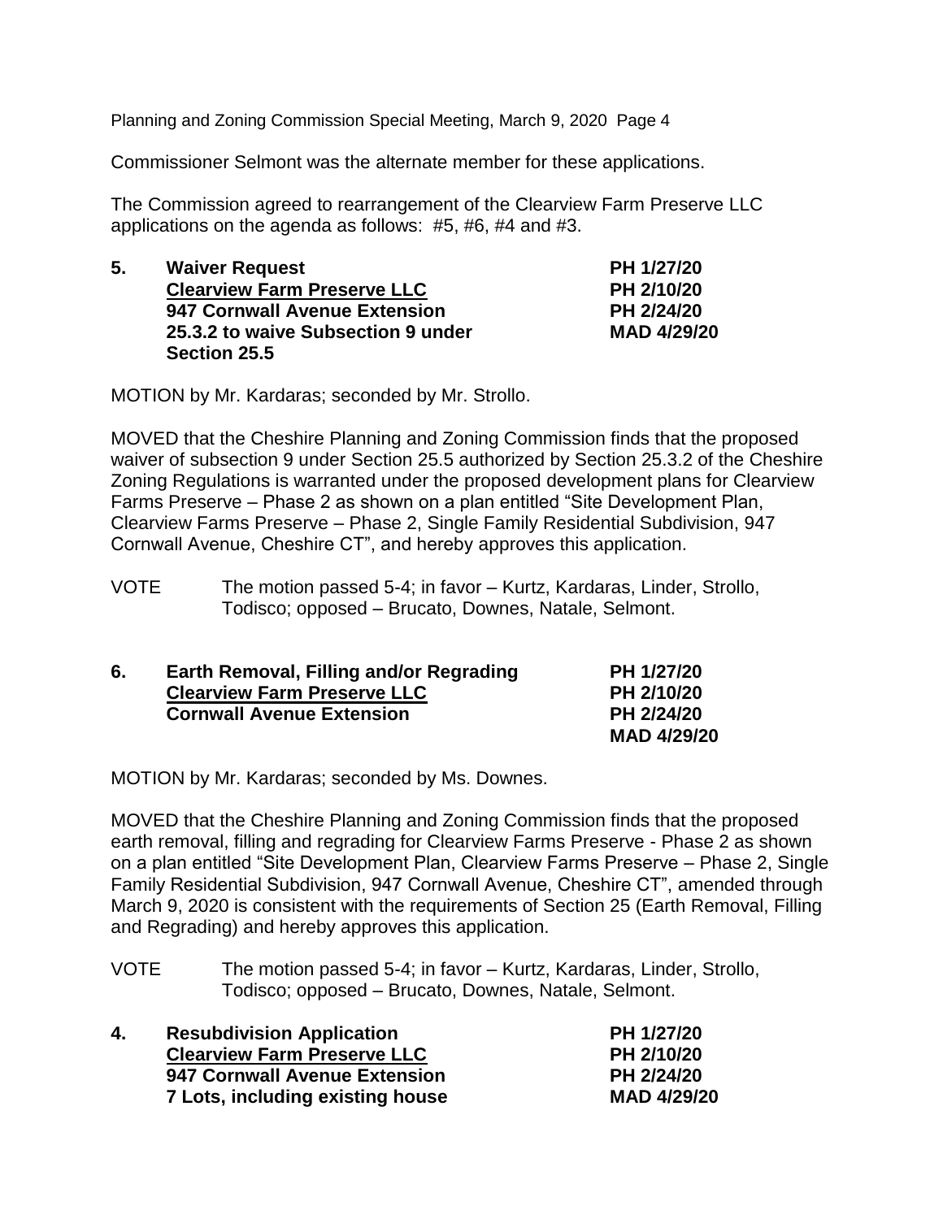Commissioner Selmont was the alternate member for these applications.

The Commission agreed to rearrangement of the Clearview Farm Preserve LLC applications on the agenda as follows: #5, #6, #4 and #3.

| | | |
|---|---|---|
| **5.** | **Waiver Request** | **PH 1/27/20** |
| | **<u>Clearview Farm Preserve LLC</u>** | **PH 2/10/20** |
| | **947 Cornwall Avenue Extension** | **PH 2/24/20** |
| | **25.3.2 to waive Subsection 9 under Section 25.5** | **MAD 4/29/20** |

MOTION by Mr. Kardaras; seconded by Mr. Strollo.

MOVED that the Cheshire Planning and Zoning Commission finds that the proposed waiver of subsection 9 under Section 25.5 authorized by Section 25.3.2 of the Cheshire Zoning Regulations is warranted under the proposed development plans for Clearview Farms Preserve – Phase 2 as shown on a plan entitled "Site Development Plan, Clearview Farms Preserve – Phase 2, Single Family Residential Subdivision, 947 Cornwall Avenue, Cheshire CT", and hereby approves this application.

VOTE The motion passed 5-4; in favor – Kurtz, Kardaras, Linder, Strollo, Todisco; opposed – Brucato, Downes, Natale, Selmont.

| | | |
|---|---|---|
| **6.** | **Earth Removal, Filling and/or Regrading** | **PH 1/27/20** |
| | **<u>Clearview Farm Preserve LLC</u>** | **PH 2/10/20** |
| | **Cornwall Avenue Extension** | **PH 2/24/20** |
| | | **MAD 4/29/20** |

MOTION by Mr. Kardaras; seconded by Ms. Downes.

MOVED that the Cheshire Planning and Zoning Commission finds that the proposed earth removal, filling and regrading for Clearview Farms Preserve - Phase 2 as shown on a plan entitled "Site Development Plan, Clearview Farms Preserve – Phase 2, Single Family Residential Subdivision, 947 Cornwall Avenue, Cheshire CT", amended through March 9, 2020 is consistent with the requirements of Section 25 (Earth Removal, Filling and Regrading) and hereby approves this application.

VOTE The motion passed 5-4; in favor – Kurtz, Kardaras, Linder, Strollo, Todisco; opposed – Brucato, Downes, Natale, Selmont.

| | | |
|---|---|---|
| **4.** | **Resubdivision Application** | **PH 1/27/20** |
| | **<u>Clearview Farm Preserve LLC</u>** | **PH 2/10/20** |
| | **947 Cornwall Avenue Extension** | **PH 2/24/20** |
| | **7 Lots, including existing house** | **MAD 4/29/20** |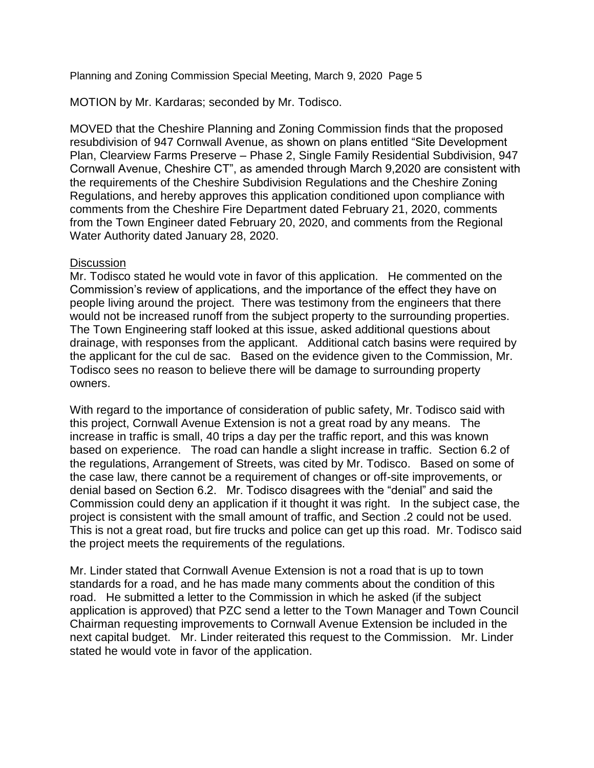MOTION by Mr. Kardaras; seconded by Mr. Todisco.

MOVED that the Cheshire Planning and Zoning Commission finds that the proposed resubdivision of 947 Cornwall Avenue, as shown on plans entitled "Site Development Plan, Clearview Farms Preserve – Phase 2, Single Family Residential Subdivision, 947 Cornwall Avenue, Cheshire CT", as amended through March 9,2020 are consistent with the requirements of the Cheshire Subdivision Regulations and the Cheshire Zoning Regulations, and hereby approves this application conditioned upon compliance with comments from the Cheshire Fire Department dated February 21, 2020, comments from the Town Engineer dated February 20, 2020, and comments from the Regional Water Authority dated January 28, 2020.

Discussion

Mr. Todisco stated he would vote in favor of this application. He commented on the Commission's review of applications, and the importance of the effect they have on people living around the project. There was testimony from the engineers that there would not be increased runoff from the subject property to the surrounding properties. The Town Engineering staff looked at this issue, asked additional questions about drainage, with responses from the applicant. Additional catch basins were required by the applicant for the cul de sac. Based on the evidence given to the Commission, Mr. Todisco sees no reason to believe there will be damage to surrounding property owners.

With regard to the importance of consideration of public safety, Mr. Todisco said with this project, Cornwall Avenue Extension is not a great road by any means. The increase in traffic is small, 40 trips a day per the traffic report, and this was known based on experience. The road can handle a slight increase in traffic. Section 6.2 of the regulations, Arrangement of Streets, was cited by Mr. Todisco. Based on some of the case law, there cannot be a requirement of changes or off-site improvements, or denial based on Section 6.2. Mr. Todisco disagrees with the "denial" and said the Commission could deny an application if it thought it was right. In the subject case, the project is consistent with the small amount of traffic, and Section .2 could not be used. This is not a great road, but fire trucks and police can get up this road. Mr. Todisco said the project meets the requirements of the regulations.

Mr. Linder stated that Cornwall Avenue Extension is not a road that is up to town standards for a road, and he has made many comments about the condition of this road. He submitted a letter to the Commission in which he asked (if the subject application is approved) that PZC send a letter to the Town Manager and Town Council Chairman requesting improvements to Cornwall Avenue Extension be included in the next capital budget. Mr. Linder reiterated this request to the Commission. Mr. Linder stated he would vote in favor of the application.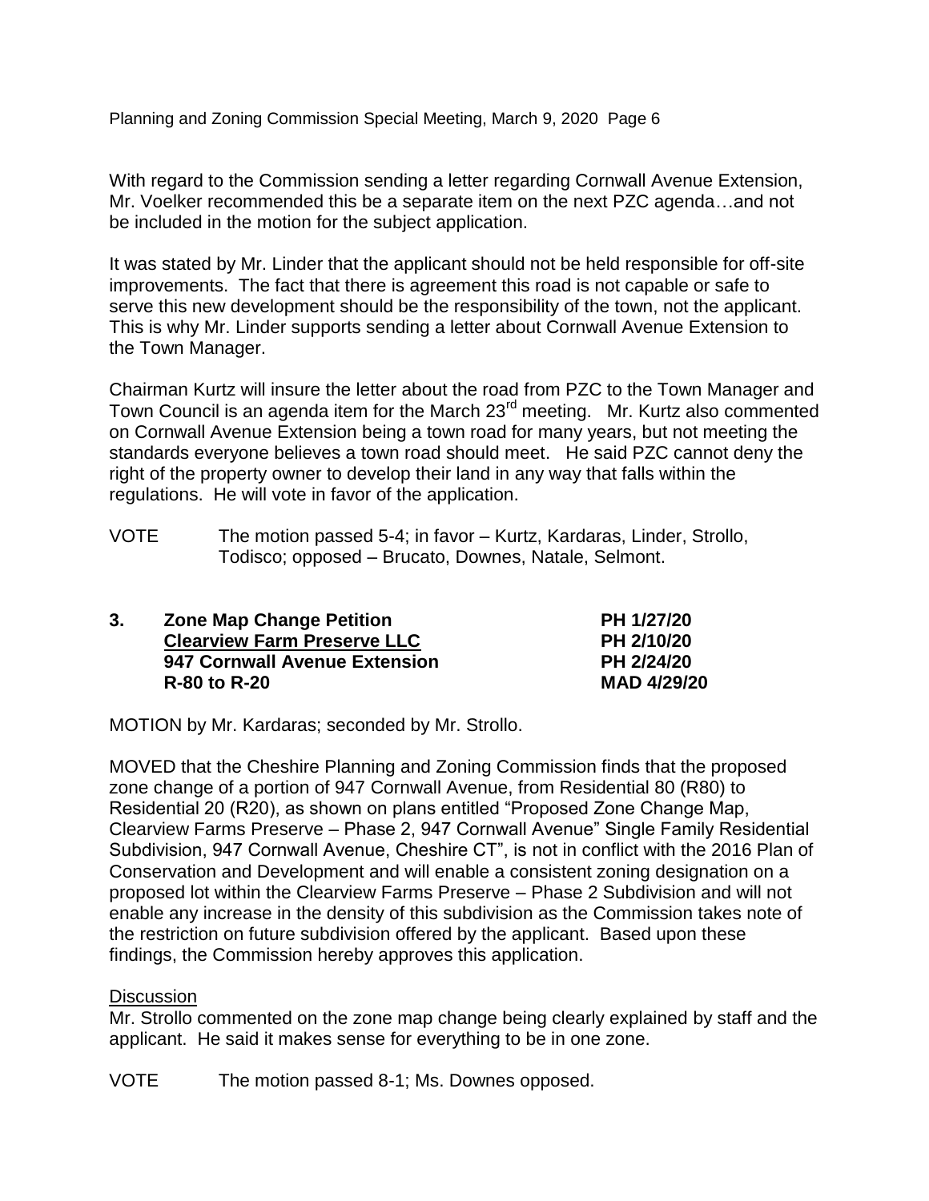With regard to the Commission sending a letter regarding Cornwall Avenue Extension, Mr. Voelker recommended this be a separate item on the next PZC agenda…and not be included in the motion for the subject application.

It was stated by Mr. Linder that the applicant should not be held responsible for off-site improvements. The fact that there is agreement this road is not capable or safe to serve this new development should be the responsibility of the town, not the applicant. This is why Mr. Linder supports sending a letter about Cornwall Avenue Extension to the Town Manager.

Chairman Kurtz will insure the letter about the road from PZC to the Town Manager and Town Council is an agenda item for the March 23rd meeting. Mr. Kurtz also commented on Cornwall Avenue Extension being a town road for many years, but not meeting the standards everyone believes a town road should meet. He said PZC cannot deny the right of the property owner to develop their land in any way that falls within the regulations. He will vote in favor of the application.

VOTE The motion passed 5-4; in favor – Kurtz, Kardaras, Linder, Strollo, Todisco; opposed – Brucato, Downes, Natale, Selmont.

**3. Zone Map Change Petition** **PH 1/27/20**
**Clearview Farm Preserve LLC** **PH 2/10/20**
**947 Cornwall Avenue Extension** **PH 2/24/20**
**R-80 to R-20** **MAD 4/29/20**

MOTION by Mr. Kardaras; seconded by Mr. Strollo.

MOVED that the Cheshire Planning and Zoning Commission finds that the proposed zone change of a portion of 947 Cornwall Avenue, from Residential 80 (R80) to Residential 20 (R20), as shown on plans entitled "Proposed Zone Change Map, Clearview Farms Preserve – Phase 2, 947 Cornwall Avenue" Single Family Residential Subdivision, 947 Cornwall Avenue, Cheshire CT", is not in conflict with the 2016 Plan of Conservation and Development and will enable a consistent zoning designation on a proposed lot within the Clearview Farms Preserve – Phase 2 Subdivision and will not enable any increase in the density of this subdivision as the Commission takes note of the restriction on future subdivision offered by the applicant. Based upon these findings, the Commission hereby approves this application.

Discussion

Mr. Strollo commented on the zone map change being clearly explained by staff and the applicant. He said it makes sense for everything to be in one zone.

VOTE The motion passed 8-1; Ms. Downes opposed.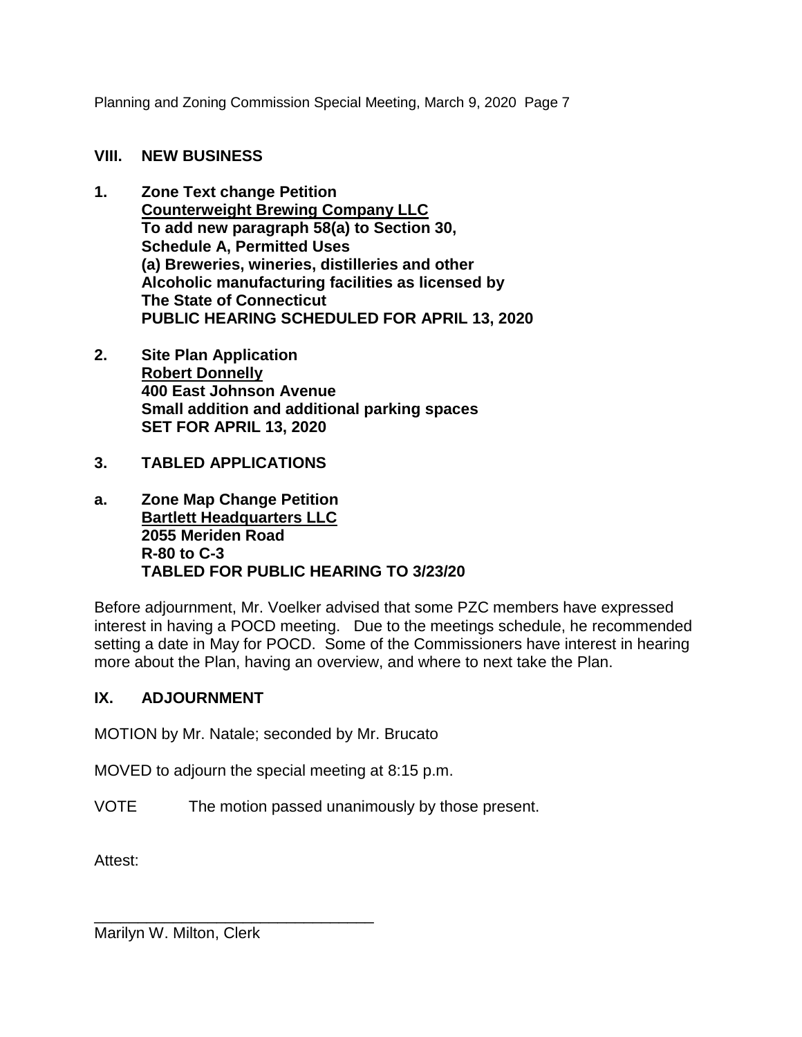## VIII. NEW BUSINESS

1. **Zone Text change Petition**
   **<u>Counterweight Brewing Company LLC</u>**
   **To add new paragraph 58(a) to Section 30,**
   **Schedule A, Permitted Uses**
   **(a) Breweries, wineries, distilleries and other**
   **Alcoholic manufacturing facilities as licensed by**
   **The State of Connecticut**
   **PUBLIC HEARING SCHEDULED FOR APRIL 13, 2020**

2. **Site Plan Application**
   **<u>Robert Donnelly</u>**
   **400 East Johnson Avenue**
   **Small addition and additional parking spaces**
   **SET FOR APRIL 13, 2020**

3. **TABLED APPLICATIONS**

a. **Zone Map Change Petition**
   **<u>Bartlett Headquarters LLC</u>**
   **2055 Meriden Road**
   **R-80 to C-3**
   **TABLED FOR PUBLIC HEARING TO 3/23/20**

Before adjournment, Mr. Voelker advised that some PZC members have expressed interest in having a POCD meeting. Due to the meetings schedule, he recommended setting a date in May for POCD. Some of the Commissioners have interest in hearing more about the Plan, having an overview, and where to next take the Plan.

## IX. ADJOURNMENT

MOTION by Mr. Natale; seconded by Mr. Brucato

MOVED to adjourn the special meeting at 8:15 p.m.

VOTE The motion passed unanimously by those present.

Attest:

_________________________________
Marilyn W. Milton, Clerk